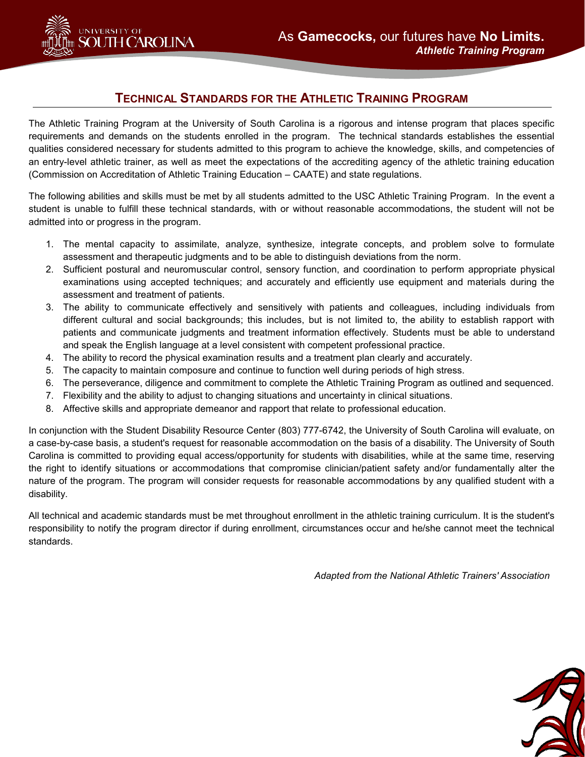# TECHNICAL STANDARDS FOR THE ATHLETIC TRAINING PROGRAM

The Athletic Training Program at the University of South Carolina is a rigorous and intense program that places specific requirements and demands on the students enrolled in the program. The technical standards establishes the essential qualities considered necessary for students admitted to this program to achieve the knowledge, skills, and competencies of an entry-level athletic trainer, as well as meet the expectations of the accrediting agency of the athletic training education (Commission on Accreditation of Athletic Training Education – CAATE) and state regulations.

The following abilities and skills must be met by all students admitted to the USC Athletic Training Program. In the event a student is unable to fulfill these technical standards, with or without reasonable accommodations, the student will not be admitted into or progress in the program.

1. The mental capacity to assimilate, analyze, synthesize, integrate concepts, and problem solve to formulate assessment and therapeutic judgments and to be able to distinguish deviations from the norm.
2. Sufficient postural and neuromuscular control, sensory function, and coordination to perform appropriate physical examinations using accepted techniques; and accurately and efficiently use equipment and materials during the assessment and treatment of patients.
3. The ability to communicate effectively and sensitively with patients and colleagues, including individuals from different cultural and social backgrounds; this includes, but is not limited to, the ability to establish rapport with patients and communicate judgments and treatment information effectively. Students must be able to understand and speak the English language at a level consistent with competent professional practice.
4. The ability to record the physical examination results and a treatment plan clearly and accurately.
5. The capacity to maintain composure and continue to function well during periods of high stress.
6. The perseverance, diligence and commitment to complete the Athletic Training Program as outlined and sequenced.
7. Flexibility and the ability to adjust to changing situations and uncertainty in clinical situations.
8. Affective skills and appropriate demeanor and rapport that relate to professional education.

In conjunction with the Student Disability Resource Center (803) 777-6742, the University of South Carolina will evaluate, on a case-by-case basis, a student's request for reasonable accommodation on the basis of a disability. The University of South Carolina is committed to providing equal access/opportunity for students with disabilities, while at the same time, reserving the right to identify situations or accommodations that compromise clinician/patient safety and/or fundamentally alter the nature of the program. The program will consider requests for reasonable accommodations by any qualified student with a disability.

All technical and academic standards must be met throughout enrollment in the athletic training curriculum. It is the student's responsibility to notify the program director if during enrollment, circumstances occur and he/she cannot meet the technical standards.

*Adapted from the National Athletic Trainers' Association*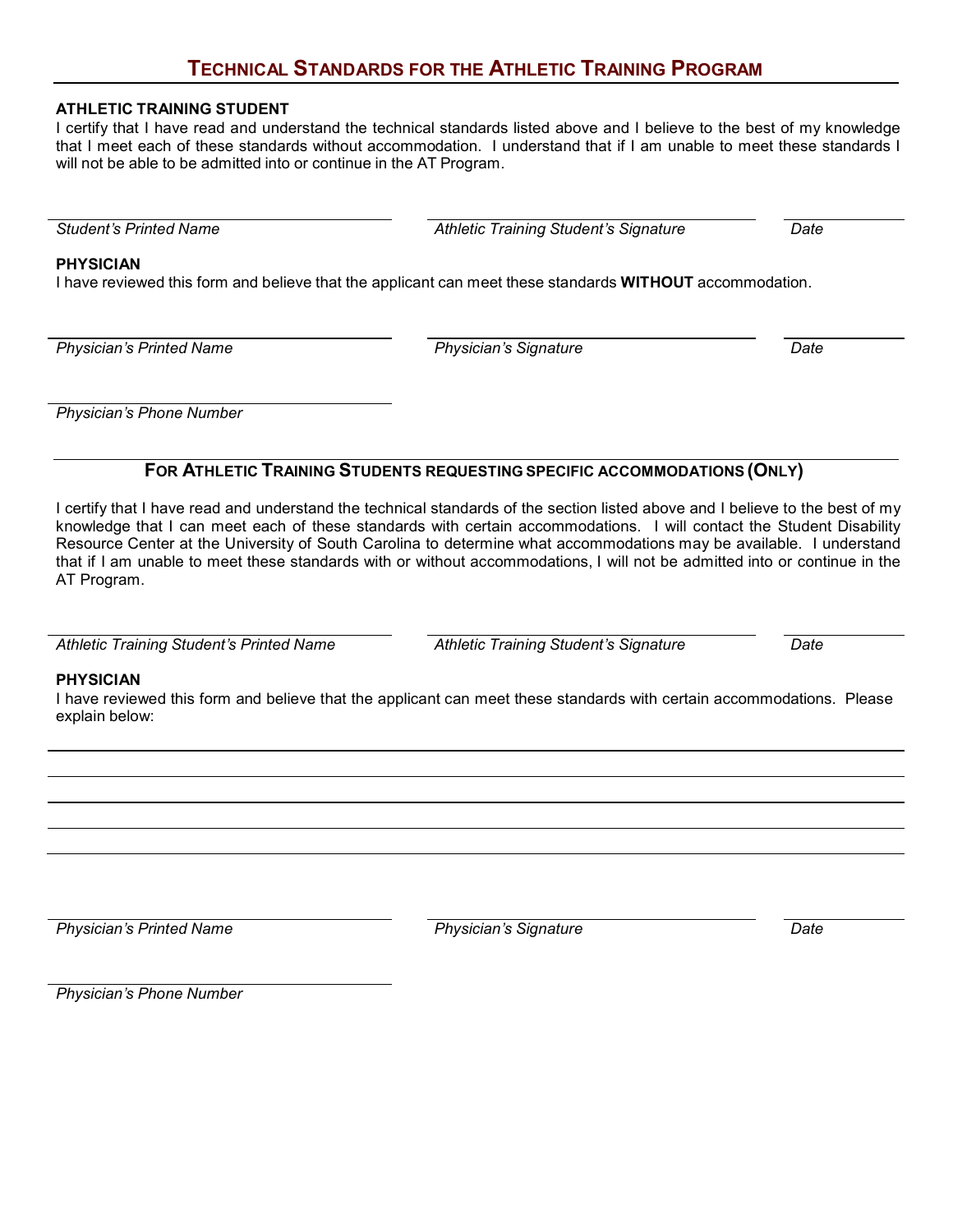## TECHNICAL STANDARDS FOR THE ATHLETIC TRAINING PROGRAM

**ATHLETIC TRAINING STUDENT**

I certify that I have read and understand the technical standards listed above and I believe to the best of my knowledge that I meet each of these standards without accommodation. I understand that if I am unable to meet these standards I will not be able to be admitted into or continue in the AT Program.

| | | |
|---|---|---|
| *Student's Printed Name* | *Athletic Training Student's Signature* | *Date* |

**PHYSICIAN**

I have reviewed this form and believe that the applicant can meet these standards **WITHOUT** accommodation.

| | | |
|---|---|---|
| *Physician's Printed Name* | *Physician's Signature* | *Date* |

*Physician's Phone Number*

### FOR ATHLETIC TRAINING STUDENTS REQUESTING SPECIFIC ACCOMMODATIONS (ONLY)

I certify that I have read and understand the technical standards of the section listed above and I believe to the best of my knowledge that I can meet each of these standards with certain accommodations. I will contact the Student Disability Resource Center at the University of South Carolina to determine what accommodations may be available. I understand that if I am unable to meet these standards with or without accommodations, I will not be admitted into or continue in the AT Program.

| | | |
|---|---|---|
| *Athletic Training Student's Printed Name* | *Athletic Training Student's Signature* | *Date* |

**PHYSICIAN**

I have reviewed this form and believe that the applicant can meet these standards with certain accommodations. Please explain below:

| | | |
|---|---|---|
| *Physician's Printed Name* | *Physician's Signature* | *Date* |

*Physician's Phone Number*